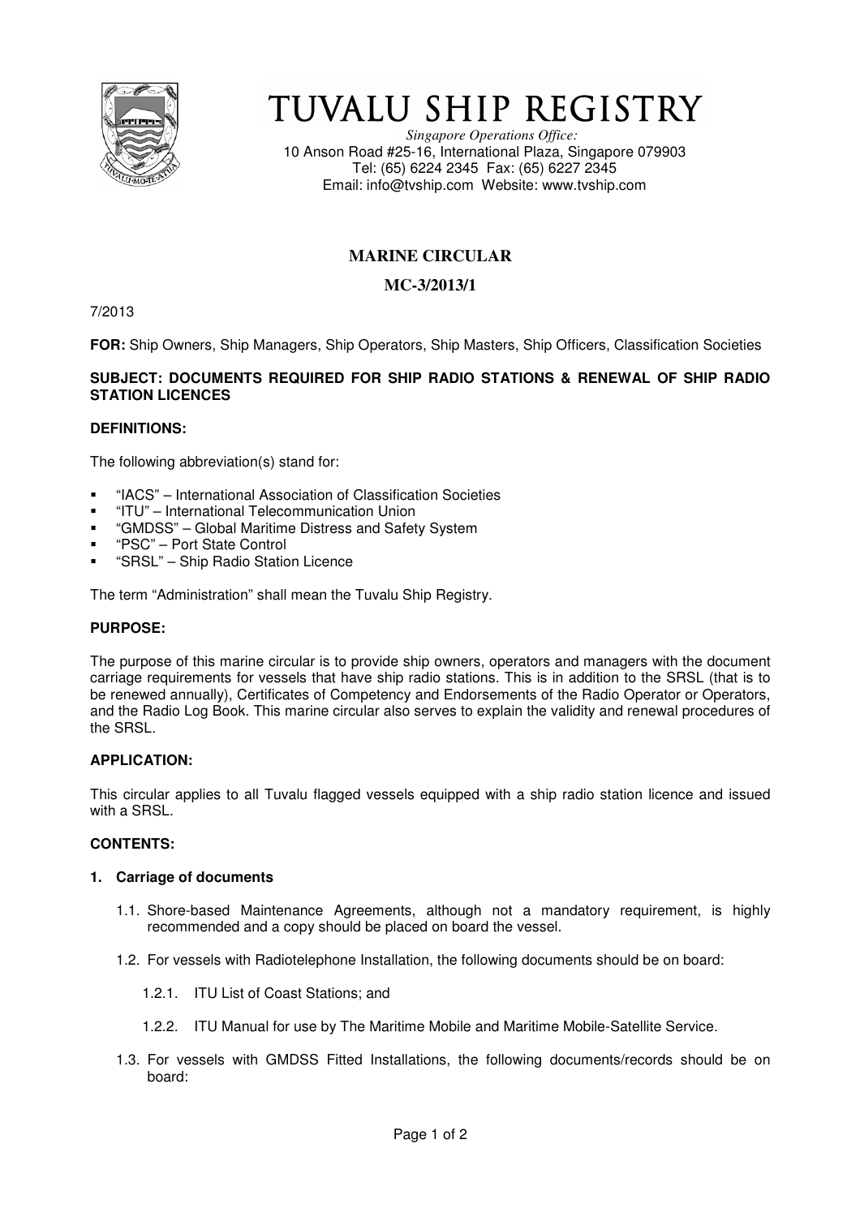# TUVALU SHIP REGISTRY

*Singapore Operations Office:*
10 Anson Road #25-16, International Plaza, Singapore 079903
Tel: (65) 6224 2345 Fax: (65) 6227 2345
Email: info@tvship.com Website: www.tvship.com

## MARINE CIRCULAR

## MC-3/2013/1

7/2013

**FOR:** Ship Owners, Ship Managers, Ship Operators, Ship Masters, Ship Officers, Classification Societies

**SUBJECT: DOCUMENTS REQUIRED FOR SHIP RADIO STATIONS & RENEWAL OF SHIP RADIO STATION LICENCES**

**DEFINITIONS:**

The following abbreviation(s) stand for:

- "IACS" – International Association of Classification Societies
- "ITU" – International Telecommunication Union
- "GMDSS" – Global Maritime Distress and Safety System
- "PSC" – Port State Control
- "SRSL" – Ship Radio Station Licence

The term "Administration" shall mean the Tuvalu Ship Registry.

**PURPOSE:**

The purpose of this marine circular is to provide ship owners, operators and managers with the document carriage requirements for vessels that have ship radio stations. This is in addition to the SRSL (that is to be renewed annually), Certificates of Competency and Endorsements of the Radio Operator or Operators, and the Radio Log Book. This marine circular also serves to explain the validity and renewal procedures of the SRSL.

**APPLICATION:**

This circular applies to all Tuvalu flagged vessels equipped with a ship radio station licence and issued with a SRSL.

**CONTENTS:**

**1. Carriage of documents**

1.1. Shore-based Maintenance Agreements, although not a mandatory requirement, is highly recommended and a copy should be placed on board the vessel.

1.2. For vessels with Radiotelephone Installation, the following documents should be on board:

1.2.1. ITU List of Coast Stations; and

1.2.2. ITU Manual for use by The Maritime Mobile and Maritime Mobile-Satellite Service.

1.3. For vessels with GMDSS Fitted Installations, the following documents/records should be on board: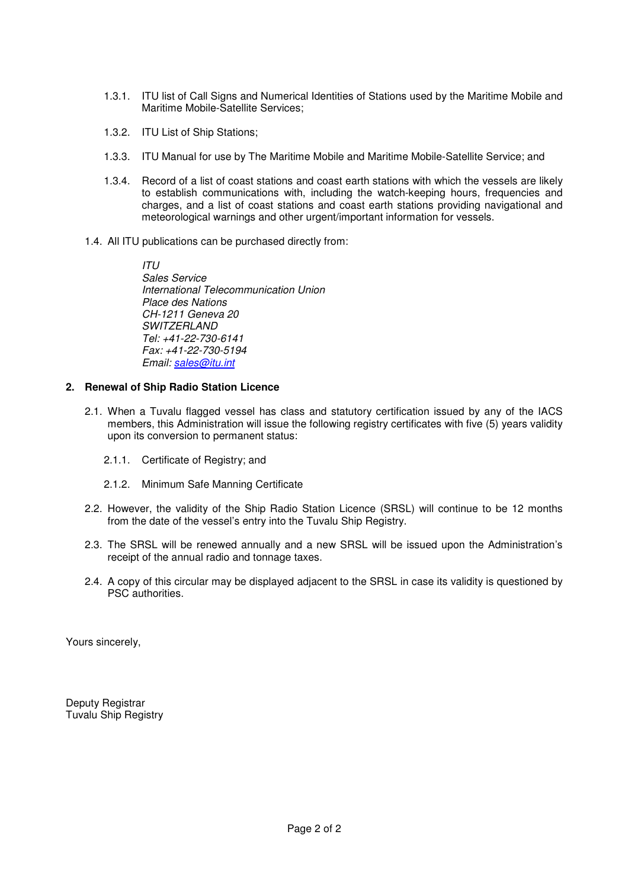1.3.1. ITU list of Call Signs and Numerical Identities of Stations used by the Maritime Mobile and Maritime Mobile-Satellite Services;

1.3.2. ITU List of Ship Stations;

1.3.3. ITU Manual for use by The Maritime Mobile and Maritime Mobile-Satellite Service; and

1.3.4. Record of a list of coast stations and coast earth stations with which the vessels are likely to establish communications with, including the watch-keeping hours, frequencies and charges, and a list of coast stations and coast earth stations providing navigational and meteorological warnings and other urgent/important information for vessels.

1.4. All ITU publications can be purchased directly from:

*ITU*
*Sales Service*
*International Telecommunication Union*
*Place des Nations*
*CH-1211 Geneva 20*
*SWITZERLAND*
*Tel: +41-22-730-6141*
*Fax: +41-22-730-5194*
*Email: sales@itu.int*

## 2. Renewal of Ship Radio Station Licence

2.1. When a Tuvalu flagged vessel has class and statutory certification issued by any of the IACS members, this Administration will issue the following registry certificates with five (5) years validity upon its conversion to permanent status:

2.1.1. Certificate of Registry; and

2.1.2. Minimum Safe Manning Certificate

2.2. However, the validity of the Ship Radio Station Licence (SRSL) will continue to be 12 months from the date of the vessel's entry into the Tuvalu Ship Registry.

2.3. The SRSL will be renewed annually and a new SRSL will be issued upon the Administration's receipt of the annual radio and tonnage taxes.

2.4. A copy of this circular may be displayed adjacent to the SRSL in case its validity is questioned by PSC authorities.

Yours sincerely,

Deputy Registrar
Tuvalu Ship Registry